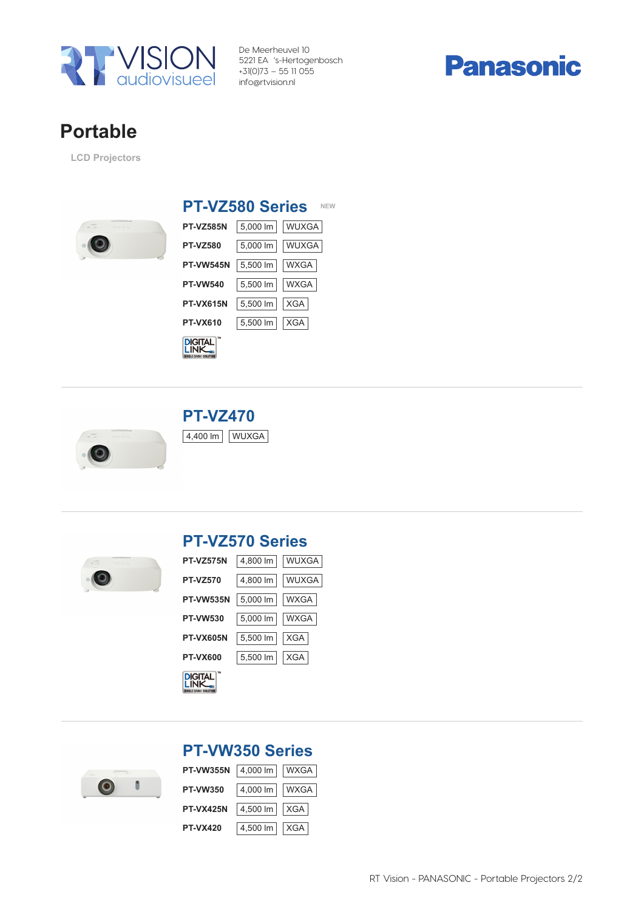RT VISION audiovisueel

De Meerheuvel 10
5221 EA 's-Hertogenbosch
+31(0)73 – 55 11 055
info@rtvision.nl

Panasonic

# Portable

LCD Projectors

## PT-VZ580 Series NEW

| Model | Brightness | Resolution |
|---|---|---|
| PT-VZ585N | 5,000 lm | WUXGA |
| PT-VZ580 | 5,000 lm | WUXGA |
| PT-VW545N | 5,500 lm | WXGA |
| PT-VW540 | 5,500 lm | WXGA |
| PT-VX615N | 5,500 lm | XGA |
| PT-VX610 | 5,500 lm | XGA |

DIGITAL LINK™

## PT-VZ470

4,400 lm | WUXGA

## PT-VZ570 Series

| Model | Brightness | Resolution |
|---|---|---|
| PT-VZ575N | 4,800 lm | WUXGA |
| PT-VZ570 | 4,800 lm | WUXGA |
| PT-VW535N | 5,000 lm | WXGA |
| PT-VW530 | 5,000 lm | WXGA |
| PT-VX605N | 5,500 lm | XGA |
| PT-VX600 | 5,500 lm | XGA |

DIGITAL LINK™

## PT-VW350 Series

| Model | Brightness | Resolution |
|---|---|---|
| PT-VW355N | 4,000 lm | WXGA |
| PT-VW350 | 4,000 lm | WXGA |
| PT-VX425N | 4,500 lm | XGA |
| PT-VX420 | 4,500 lm | XGA |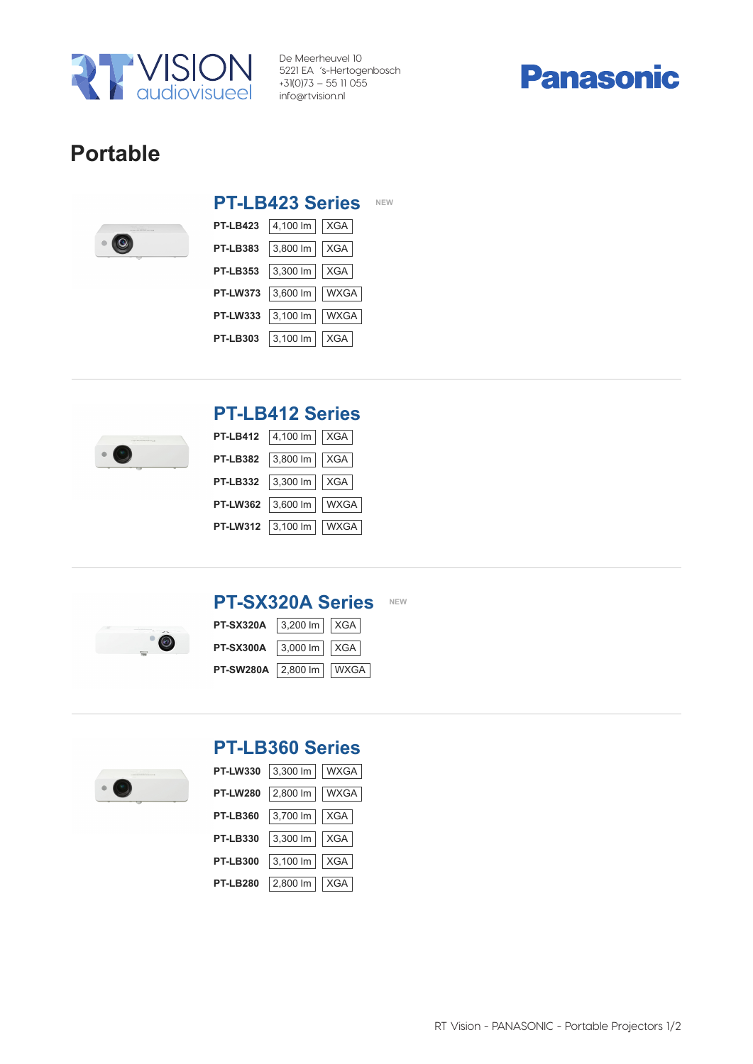De Meerheuvel 10
5221 EA 's-Hertogenbosch
+31(0)73 – 55 11 055
info@rtvision.nl

# Portable

## PT-LB423 Series NEW

| | | |
|---|---|---|
| **PT-LB423** | 4,100 lm | XGA |
| **PT-LB383** | 3,800 lm | XGA |
| **PT-LB353** | 3,300 lm | XGA |
| **PT-LW373** | 3,600 lm | WXGA |
| **PT-LW333** | 3,100 lm | WXGA |
| **PT-LB303** | 3,100 lm | XGA |

## PT-LB412 Series

| | | |
|---|---|---|
| **PT-LB412** | 4,100 lm | XGA |
| **PT-LB382** | 3,800 lm | XGA |
| **PT-LB332** | 3,300 lm | XGA |
| **PT-LW362** | 3,600 lm | WXGA |
| **PT-LW312** | 3,100 lm | WXGA |

## PT-SX320A Series NEW

| | | |
|---|---|---|
| **PT-SX320A** | 3,200 lm | XGA |
| **PT-SX300A** | 3,000 lm | XGA |
| **PT-SW280A** | 2,800 lm | WXGA |

## PT-LB360 Series

| | | |
|---|---|---|
| **PT-LW330** | 3,300 lm | WXGA |
| **PT-LW280** | 2,800 lm | WXGA |
| **PT-LB360** | 3,700 lm | XGA |
| **PT-LB330** | 3,300 lm | XGA |
| **PT-LB300** | 3,100 lm | XGA |
| **PT-LB280** | 2,800 lm | XGA |